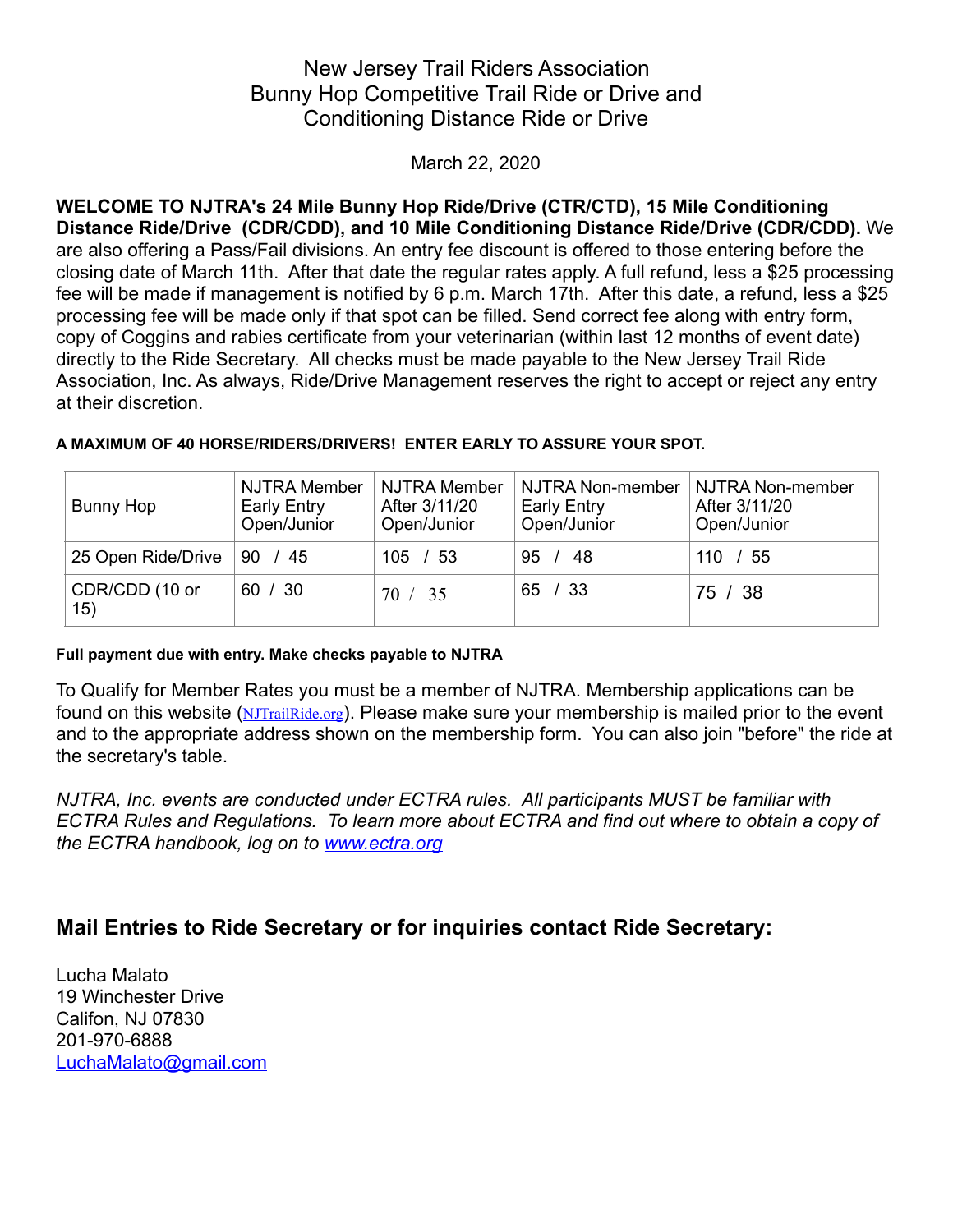# New Jersey Trail Riders Association
# Bunny Hop Competitive Trail Ride or Drive and Conditioning Distance Ride or Drive

March 22, 2020

**WELCOME TO NJTRA's 24 Mile Bunny Hop Ride/Drive (CTR/CTD), 15 Mile Conditioning Distance Ride/Drive (CDR/CDD), and 10 Mile Conditioning Distance Ride/Drive (CDR/CDD).** We are also offering a Pass/Fail divisions. An entry fee discount is offered to those entering before the closing date of March 11th. After that date the regular rates apply. A full refund, less a $25 processing fee will be made if management is notified by 6 p.m. March 17th. After this date, a refund, less a $25 processing fee will be made only if that spot can be filled. Send correct fee along with entry form, copy of Coggins and rabies certificate from your veterinarian (within last 12 months of event date) directly to the Ride Secretary. All checks must be made payable to the New Jersey Trail Ride Association, Inc. As always, Ride/Drive Management reserves the right to accept or reject any entry at their discretion.

**A MAXIMUM OF 40 HORSE/RIDERS/DRIVERS! ENTER EARLY TO ASSURE YOUR SPOT.**

| Bunny Hop | NJTRA Member Early Entry Open/Junior | NJTRA Member After 3/11/20 Open/Junior | NJTRA Non-member Early Entry Open/Junior | NJTRA Non-member After 3/11/20 Open/Junior |
|---|---|---|---|---|
| 25 Open Ride/Drive | 90 / 45 | 105 / 53 | 95 / 48 | 110 / 55 |
| CDR/CDD (10 or 15) | 60 / 30 | 70 / 35 | 65 / 33 | 75 / 38 |

**Full payment due with entry. Make checks payable to NJTRA**

To Qualify for Member Rates you must be a member of NJTRA. Membership applications can be found on this website (NJTrailRide.org). Please make sure your membership is mailed prior to the event and to the appropriate address shown on the membership form. You can also join "before" the ride at the secretary's table.

*NJTRA, Inc. events are conducted under ECTRA rules. All participants MUST be familiar with ECTRA Rules and Regulations. To learn more about ECTRA and find out where to obtain a copy of the ECTRA handbook, log on to www.ectra.org*

## Mail Entries to Ride Secretary or for inquiries contact Ride Secretary:

Lucha Malato
19 Winchester Drive
Califon, NJ 07830
201-970-6888
LuchaMalato@gmail.com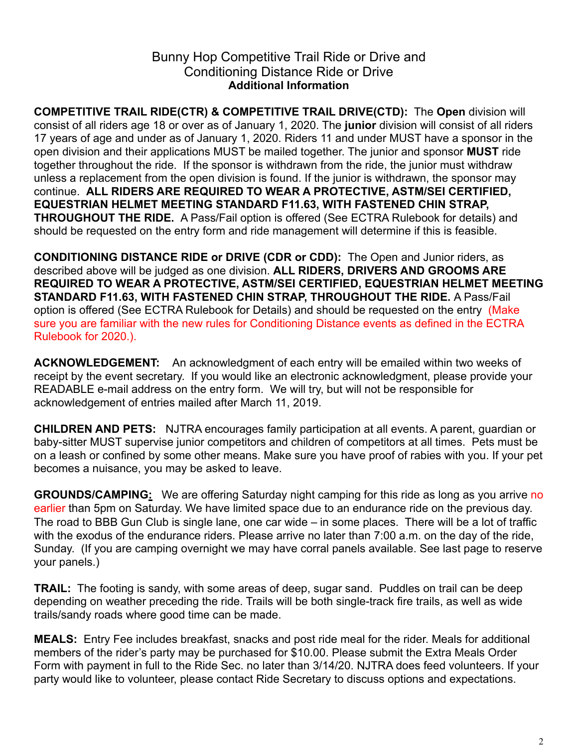# Bunny Hop Competitive Trail Ride or Drive and Conditioning Distance Ride or Drive

## Additional Information

**COMPETITIVE TRAIL RIDE(CTR) & COMPETITIVE TRAIL DRIVE(CTD):** The **Open** division will consist of all riders age 18 or over as of January 1, 2020. The **junior** division will consist of all riders 17 years of age and under as of January 1, 2020. Riders 11 and under MUST have a sponsor in the open division and their applications MUST be mailed together. The junior and sponsor **MUST** ride together throughout the ride. If the sponsor is withdrawn from the ride, the junior must withdraw unless a replacement from the open division is found. If the junior is withdrawn, the sponsor may continue. **ALL RIDERS ARE REQUIRED TO WEAR A PROTECTIVE, ASTM/SEI CERTIFIED, EQUESTRIAN HELMET MEETING STANDARD F11.63, WITH FASTENED CHIN STRAP, THROUGHOUT THE RIDE.** A Pass/Fail option is offered (See ECTRA Rulebook for details) and should be requested on the entry form and ride management will determine if this is feasible.

**CONDITIONING DISTANCE RIDE or DRIVE (CDR or CDD):** The Open and Junior riders, as described above will be judged as one division. **ALL RIDERS, DRIVERS AND GROOMS ARE REQUIRED TO WEAR A PROTECTIVE, ASTM/SEI CERTIFIED, EQUESTRIAN HELMET MEETING STANDARD F11.63, WITH FASTENED CHIN STRAP, THROUGHOUT THE RIDE.** A Pass/Fail option is offered (See ECTRA Rulebook for Details) and should be requested on the entry (Make sure you are familiar with the new rules for Conditioning Distance events as defined in the ECTRA Rulebook for 2020.).

**ACKNOWLEDGEMENT:** An acknowledgment of each entry will be emailed within two weeks of receipt by the event secretary. If you would like an electronic acknowledgment, please provide your READABLE e-mail address on the entry form. We will try, but will not be responsible for acknowledgement of entries mailed after March 11, 2019.

**CHILDREN AND PETS:** NJTRA encourages family participation at all events. A parent, guardian or baby-sitter MUST supervise junior competitors and children of competitors at all times. Pets must be on a leash or confined by some other means. Make sure you have proof of rabies with you. If your pet becomes a nuisance, you may be asked to leave.

**GROUNDS/CAMPING:** We are offering Saturday night camping for this ride as long as you arrive no earlier than 5pm on Saturday. We have limited space due to an endurance ride on the previous day. The road to BBB Gun Club is single lane, one car wide – in some places. There will be a lot of traffic with the exodus of the endurance riders. Please arrive no later than 7:00 a.m. on the day of the ride, Sunday. (If you are camping overnight we may have corral panels available. See last page to reserve your panels.)

**TRAIL:** The footing is sandy, with some areas of deep, sugar sand. Puddles on trail can be deep depending on weather preceding the ride. Trails will be both single-track fire trails, as well as wide trails/sandy roads where good time can be made.

**MEALS:** Entry Fee includes breakfast, snacks and post ride meal for the rider. Meals for additional members of the rider's party may be purchased for $10.00. Please submit the Extra Meals Order Form with payment in full to the Ride Sec. no later than 3/14/20. NJTRA does feed volunteers. If your party would like to volunteer, please contact Ride Secretary to discuss options and expectations.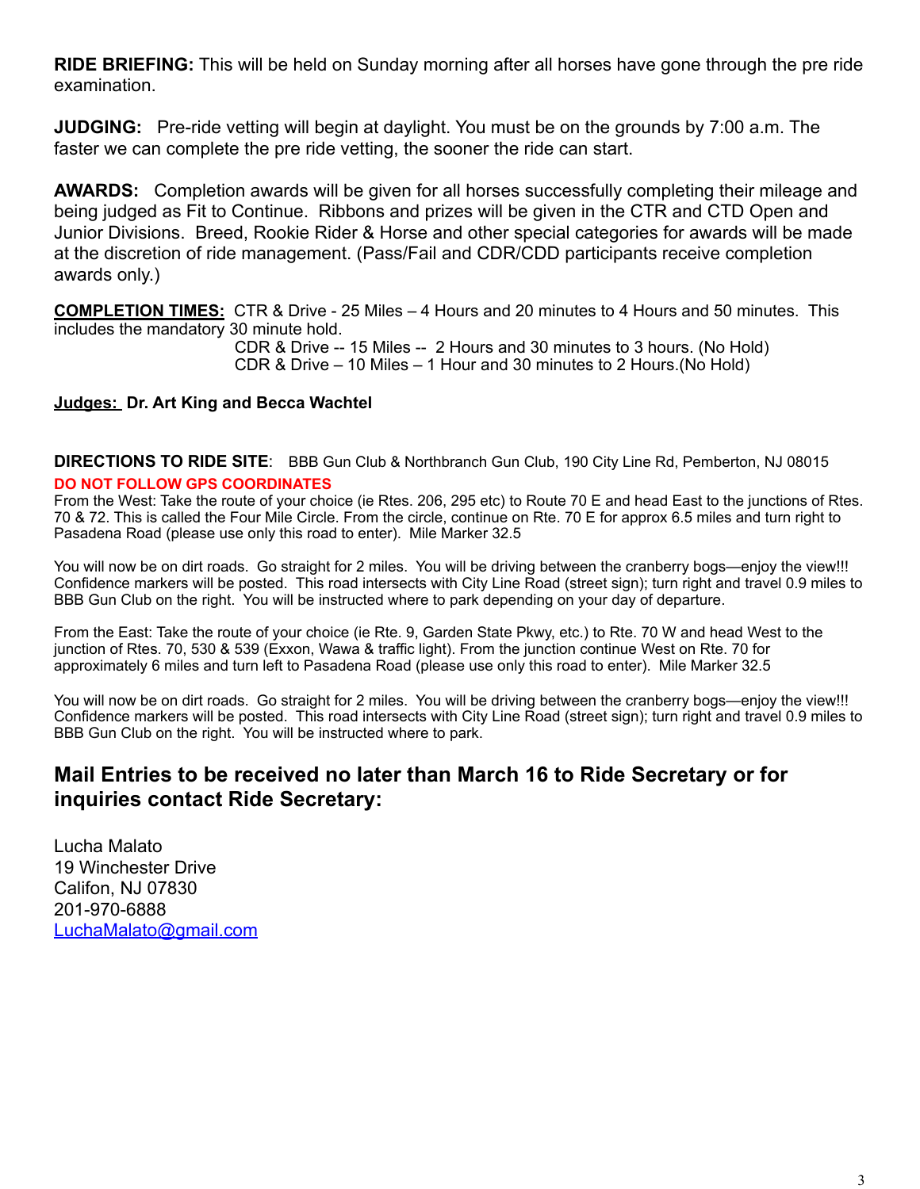**RIDE BRIEFING:** This will be held on Sunday morning after all horses have gone through the pre ride examination.

**JUDGING:** Pre-ride vetting will begin at daylight. You must be on the grounds by 7:00 a.m. The faster we can complete the pre ride vetting, the sooner the ride can start.

**AWARDS:** Completion awards will be given for all horses successfully completing their mileage and being judged as Fit to Continue. Ribbons and prizes will be given in the CTR and CTD Open and Junior Divisions. Breed, Rookie Rider & Horse and other special categories for awards will be made at the discretion of ride management. (Pass/Fail and CDR/CDD participants receive completion awards only.)

**COMPLETION TIMES:** CTR & Drive - 25 Miles – 4 Hours and 20 minutes to 4 Hours and 50 minutes. This includes the mandatory 30 minute hold.

CDR & Drive -- 15 Miles -- 2 Hours and 30 minutes to 3 hours. (No Hold)

CDR & Drive – 10 Miles – 1 Hour and 30 minutes to 2 Hours.(No Hold)

**Judges: Dr. Art King and Becca Wachtel**

**DIRECTIONS TO RIDE SITE**: BBB Gun Club & Northbranch Gun Club, 190 City Line Rd, Pemberton, NJ 08015

**DO NOT FOLLOW GPS COORDINATES**

From the West: Take the route of your choice (ie Rtes. 206, 295 etc) to Route 70 E and head East to the junctions of Rtes. 70 & 72. This is called the Four Mile Circle. From the circle, continue on Rte. 70 E for approx 6.5 miles and turn right to Pasadena Road (please use only this road to enter). Mile Marker 32.5

You will now be on dirt roads. Go straight for 2 miles. You will be driving between the cranberry bogs—enjoy the view!!! Confidence markers will be posted. This road intersects with City Line Road (street sign); turn right and travel 0.9 miles to BBB Gun Club on the right. You will be instructed where to park depending on your day of departure.

From the East: Take the route of your choice (ie Rte. 9, Garden State Pkwy, etc.) to Rte. 70 W and head West to the junction of Rtes. 70, 530 & 539 (Exxon, Wawa & traffic light). From the junction continue West on Rte. 70 for approximately 6 miles and turn left to Pasadena Road (please use only this road to enter). Mile Marker 32.5

You will now be on dirt roads. Go straight for 2 miles. You will be driving between the cranberry bogs—enjoy the view!!! Confidence markers will be posted. This road intersects with City Line Road (street sign); turn right and travel 0.9 miles to BBB Gun Club on the right. You will be instructed where to park.

## Mail Entries to be received no later than March 16 to Ride Secretary or for inquiries contact Ride Secretary:

Lucha Malato
19 Winchester Drive
Califon, NJ 07830
201-970-6888
LuchaMalato@gmail.com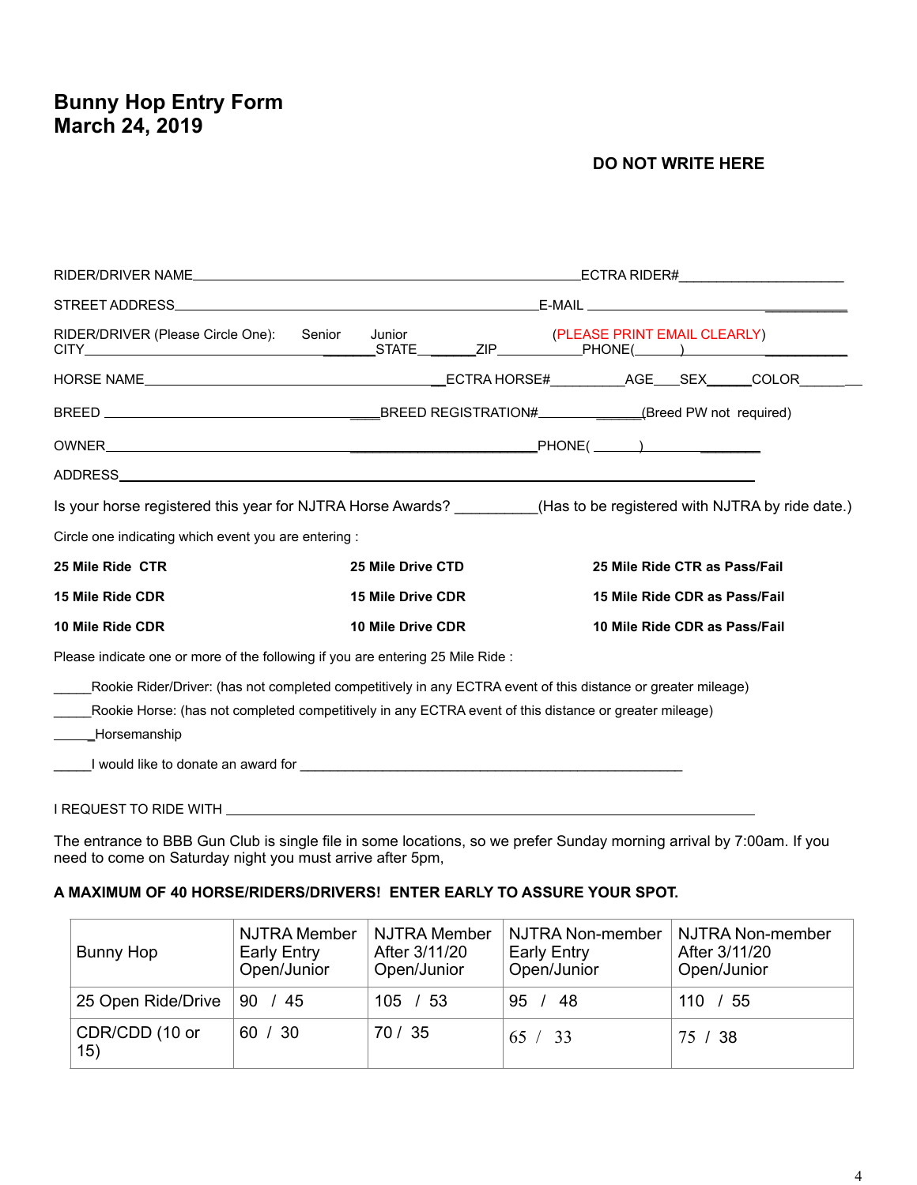# Bunny Hop Entry Form
# March 24, 2019

**DO NOT WRITE HERE**

RIDER/DRIVER NAME______________________________________________ECTRA RIDER#____________________

STREET ADDRESS_______________________________________E-MAIL ______________________________

RIDER/DRIVER (Please Circle One): Senior Junior (PLEASE PRINT EMAIL CLEARLY)

CITY___________________________________STATE_______ZIP__________PHONE(______)___________

HORSE NAME_____________________________________ECTRA HORSE#_________AGE___SEX______COLOR_______

BREED ________________________________BREED REGISTRATION#_____________(Breed PW not required)

OWNER_____________________________________________PHONE( ______)________________

ADDRESS_____________________________________________________________________________

Is your horse registered this year for NJTRA Horse Awards? __________(Has to be registered with NJTRA by ride date.)

Circle one indicating which event you are entering :

**25 Mile Ride CTR** **25 Mile Drive CTD** **25 Mile Ride CTR as Pass/Fail**

**15 Mile Ride CDR** **15 Mile Drive CDR** **15 Mile Ride CDR as Pass/Fail**

**10 Mile Ride CDR** **10 Mile Drive CDR** **10 Mile Ride CDR as Pass/Fail**

Please indicate one or more of the following if you are entering 25 Mile Ride :

_____Rookie Rider/Driver: (has not completed competitively in any ECTRA event of this distance or greater mileage)

_____Rookie Horse: (has not completed competitively in any ECTRA event of this distance or greater mileage)

_____Horsemanship

_____I would like to donate an award for ______________________________________________

I REQUEST TO RIDE WITH _____________________________________________________________

The entrance to BBB Gun Club is single file in some locations, so we prefer Sunday morning arrival by 7:00am. If you need to come on Saturday night you must arrive after 5pm,

**A MAXIMUM OF 40 HORSE/RIDERS/DRIVERS! ENTER EARLY TO ASSURE YOUR SPOT.**

| Bunny Hop | NJTRA Member Early Entry Open/Junior | NJTRA Member After 3/11/20 Open/Junior | NJTRA Non-member Early Entry Open/Junior | NJTRA Non-member After 3/11/20 Open/Junior |
|---|---|---|---|---|
| 25 Open Ride/Drive | 90 / 45 | 105 / 53 | 95 / 48 | 110 / 55 |
| CDR/CDD (10 or 15) | 60 / 30 | 70 / 35 | 65 / 33 | 75 / 38 |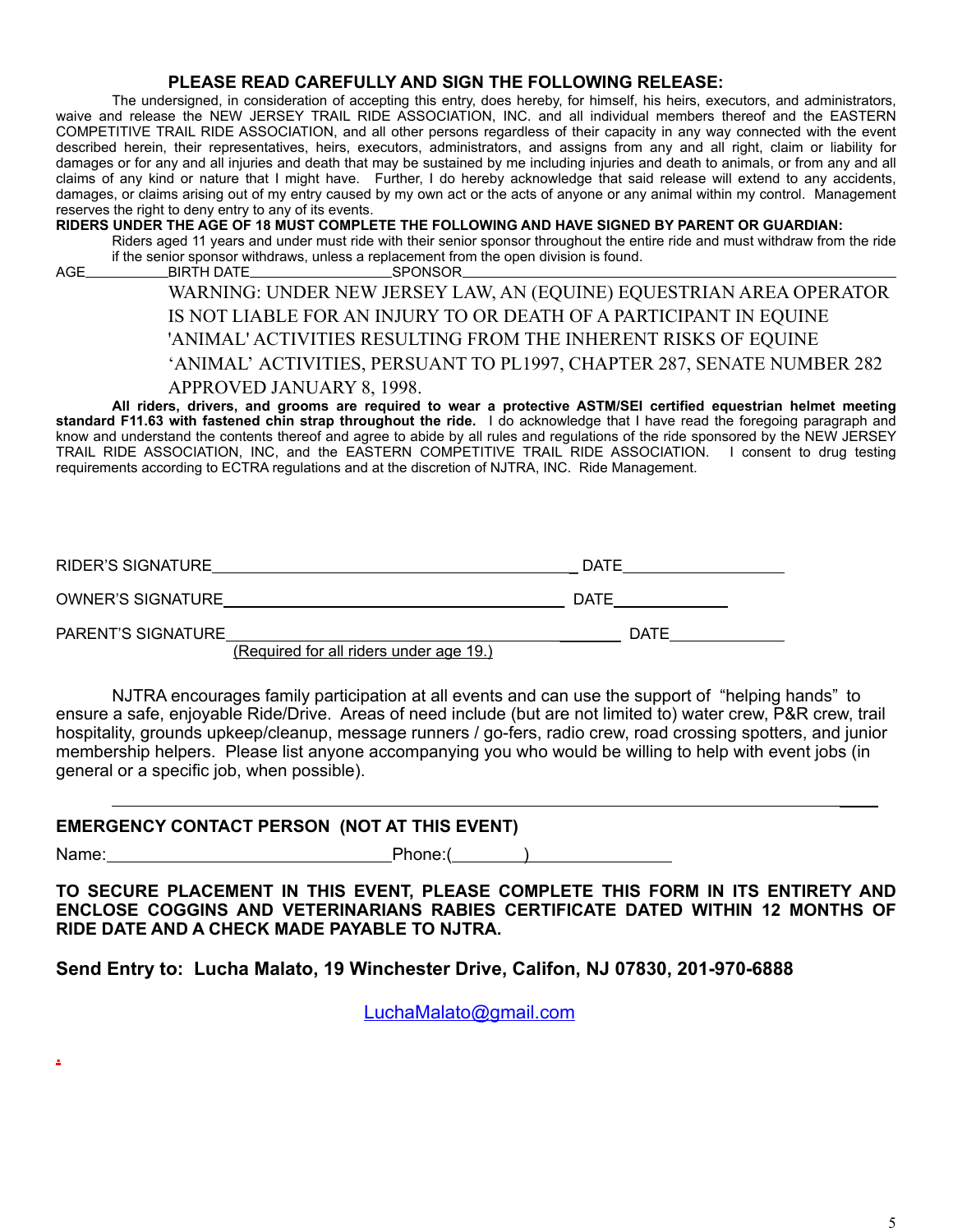## PLEASE READ CAREFULLY AND SIGN THE FOLLOWING RELEASE:

The undersigned, in consideration of accepting this entry, does hereby, for himself, his heirs, executors, and administrators, waive and release the NEW JERSEY TRAIL RIDE ASSOCIATION, INC. and all individual members thereof and the EASTERN COMPETITIVE TRAIL RIDE ASSOCIATION, and all other persons regardless of their capacity in any way connected with the event described herein, their representatives, heirs, executors, administrators, and assigns from any and all right, claim or liability for damages or for any and all injuries and death that may be sustained by me including injuries and death to animals, or from any and all claims of any kind or nature that I might have. Further, I do hereby acknowledge that said release will extend to any accidents, damages, or claims arising out of my entry caused by my own act or the acts of anyone or any animal within my control. Management reserves the right to deny entry to any of its events.

**RIDERS UNDER THE AGE OF 18 MUST COMPLETE THE FOLLOWING AND HAVE SIGNED BY PARENT OR GUARDIAN:**

Riders aged 11 years and under must ride with their senior sponsor throughout the entire ride and must withdraw from the ride if the senior sponsor withdraws, unless a replacement from the open division is found.

AGE__________ BIRTH DATE__________________ SPONSOR__________________________________________

WARNING: UNDER NEW JERSEY LAW, AN (EQUINE) EQUESTRIAN AREA OPERATOR IS NOT LIABLE FOR AN INJURY TO OR DEATH OF A PARTICIPANT IN EQUINE 'ANIMAL' ACTIVITIES RESULTING FROM THE INHERENT RISKS OF EQUINE 'ANIMAL' ACTIVITIES, PERSUANT TO PL1997, CHAPTER 287, SENATE NUMBER 282 APPROVED JANUARY 8, 1998.

**All riders, drivers, and grooms are required to wear a protective ASTM/SEI certified equestrian helmet meeting standard F11.63 with fastened chin strap throughout the ride.** I do acknowledge that I have read the foregoing paragraph and know and understand the contents thereof and agree to abide by all rules and regulations of the ride sponsored by the NEW JERSEY TRAIL RIDE ASSOCIATION, INC, and the EASTERN COMPETITIVE TRAIL RIDE ASSOCIATION. I consent to drug testing requirements according to ECTRA regulations and at the discretion of NJTRA, INC. Ride Management.

RIDER'S SIGNATURE__________________________________________ DATE__________________

OWNER'S SIGNATURE_________________________________________ DATE_____________

PARENT'S SIGNATURE__________________________________________ DATE_____________
(Required for all riders under age 19.)

NJTRA encourages family participation at all events and can use the support of "helping hands" to ensure a safe, enjoyable Ride/Drive. Areas of need include (but are not limited to) water crew, P&R crew, trail hospitality, grounds upkeep/cleanup, message runners / go-fers, radio crew, road crossing spotters, and junior membership helpers. Please list anyone accompanying you who would be willing to help with event jobs (in general or a specific job, when possible).

______________________________________________________________________________

**EMERGENCY CONTACT PERSON (NOT AT THIS EVENT)**

Name:________________________________ Phone:(________)_______________

**TO SECURE PLACEMENT IN THIS EVENT, PLEASE COMPLETE THIS FORM IN ITS ENTIRETY AND ENCLOSE COGGINS AND VETERINARIANS RABIES CERTIFICATE DATED WITHIN 12 MONTHS OF RIDE DATE AND A CHECK MADE PAYABLE TO NJTRA.**

**Send Entry to: Lucha Malato, 19 Winchester Drive, Califon, NJ 07830, 201-970-6888**

LuchaMalato@gmail.com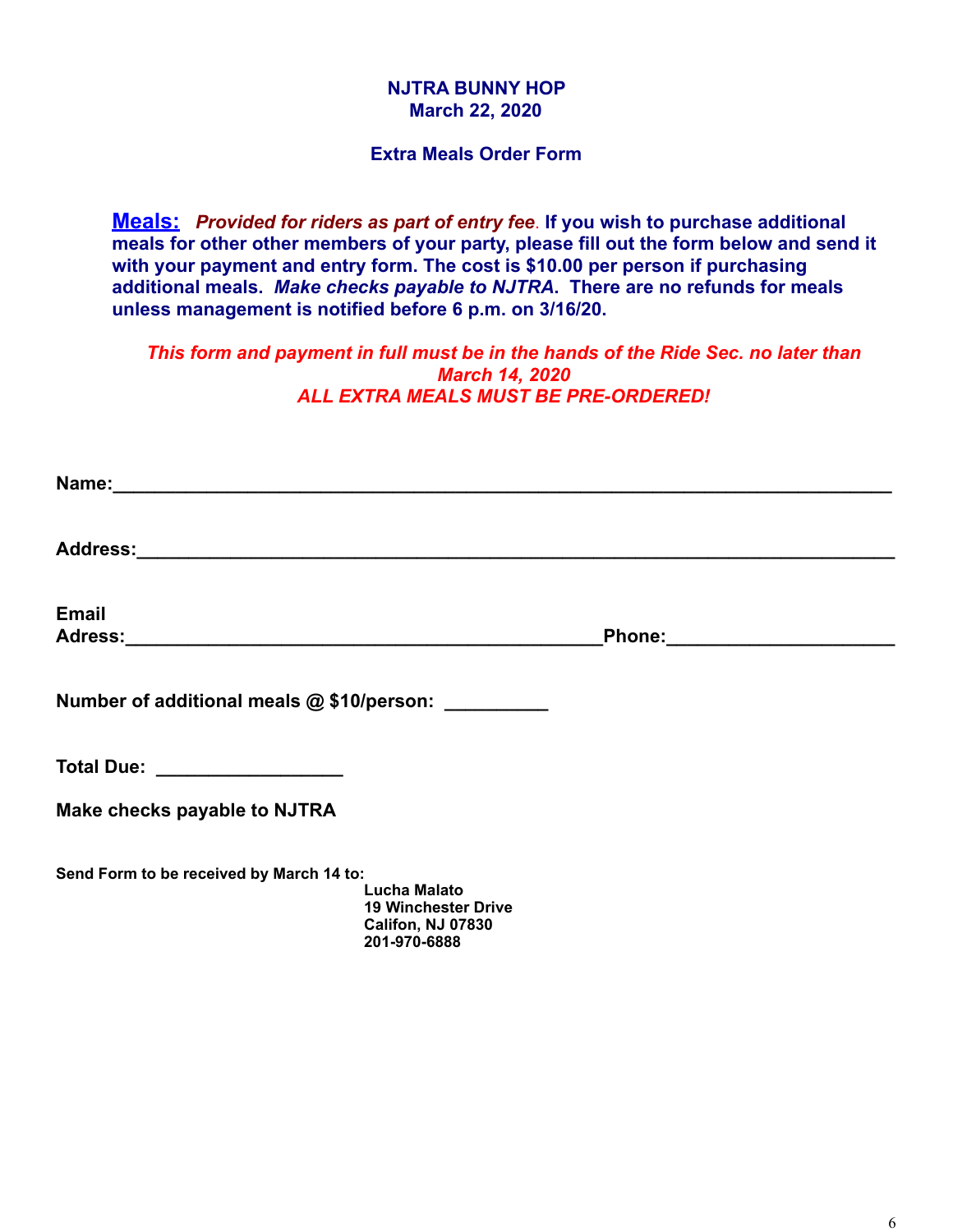# NJTRA BUNNY HOP
## March 22, 2020

### Extra Meals Order Form

**Meals:** ***Provided for riders as part of entry fee*****. If you wish to purchase additional meals for other other members of your party, please fill out the form below and send it with your payment and entry form. The cost is $10.00 per person if purchasing additional meals.** ***Make checks payable to NJTRA*****. There are no refunds for meals unless management is notified before 6 p.m. on 3/16/20.**

***This form and payment in full must be in the hands of the Ride Sec. no later than March 14, 2020***
***ALL EXTRA MEALS MUST BE PRE-ORDERED!***

**Name:**_______________________________________________________________________

**Address:**_____________________________________________________________________

**Email Adress:**___________________________________________**Phone:**____________________

**Number of additional meals @ $10/person:** __________

**Total Due:** _________________

**Make checks payable to NJTRA**

**Send Form to be received by March 14 to:**

**Lucha Malato**
**19 Winchester Drive**
**Califon, NJ 07830**
**201-970-6888**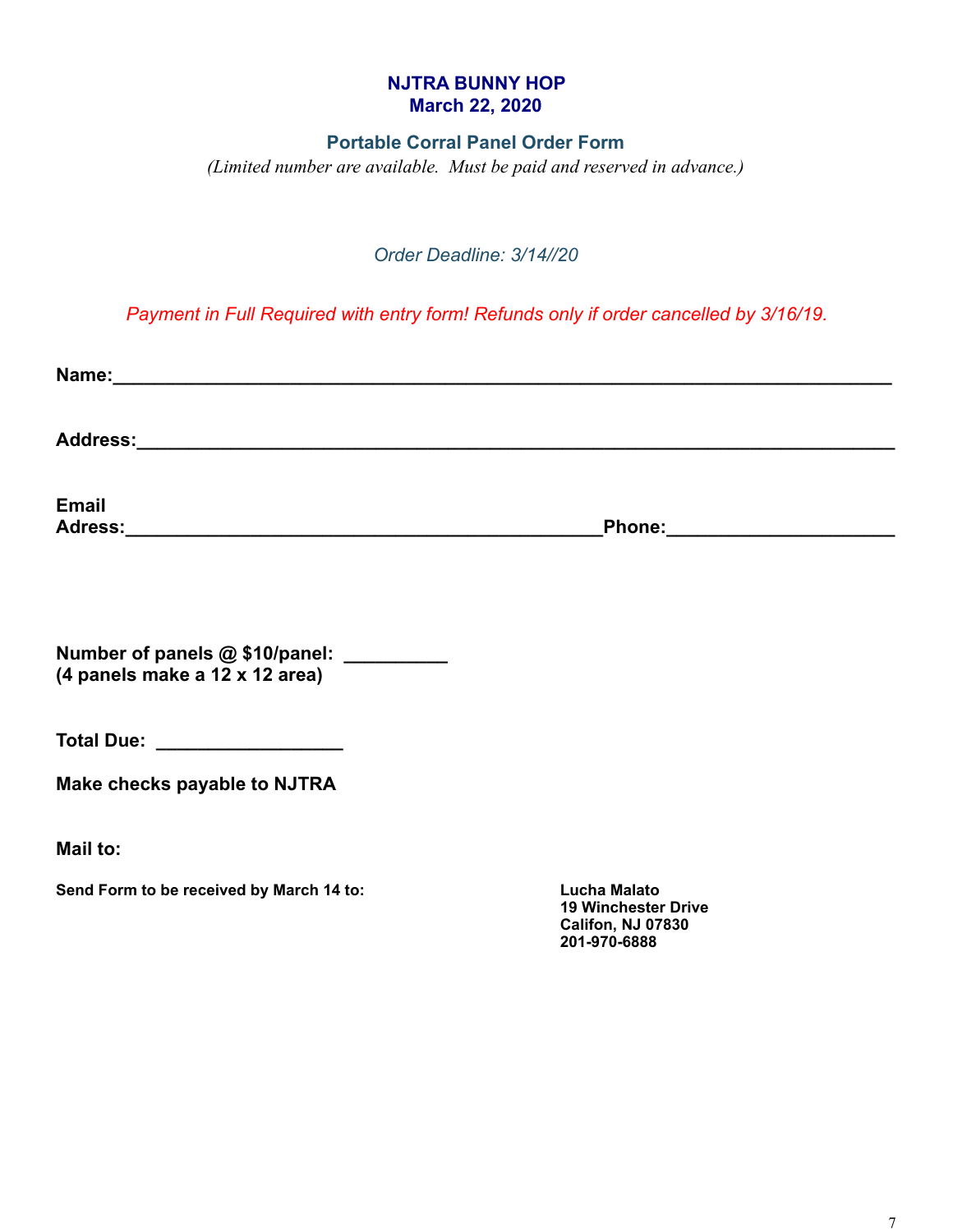# NJTRA BUNNY HOP
## March 22, 2020

### Portable Corral Panel Order Form

*(Limited number are available. Must be paid and reserved in advance.)*

*Order Deadline: 3/14//20*

*Payment in Full Required with entry form! Refunds only if order cancelled by 3/16/19.*

**Name:**___________________________________________________________________________

**Address:**_________________________________________________________________________

**Email Adress:**_____________________________________________**Phone:**_____________________

**Number of panels @ $10/panel:** __________
**(4 panels make a 12 x 12 area)**

**Total Due:** _________________

**Make checks payable to NJTRA**

**Mail to:**

**Send Form to be received by March 14 to:**

**Lucha Malato**
**19 Winchester Drive**
**Califon, NJ 07830**
**201-970-6888**